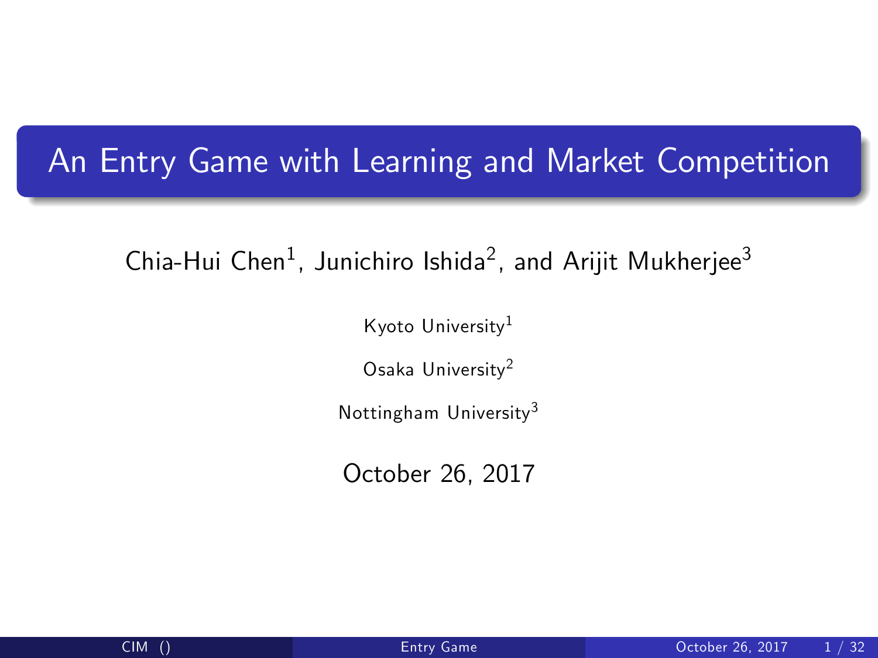# An Entry Game with Learning and Market Competition

Chia-Hui Chen[1], Junichiro Ishida[2], and Arijit Mukherjee[3]

Kyoto University[1]

Osaka University[2]

Nottingham University[3]

October 26, 2017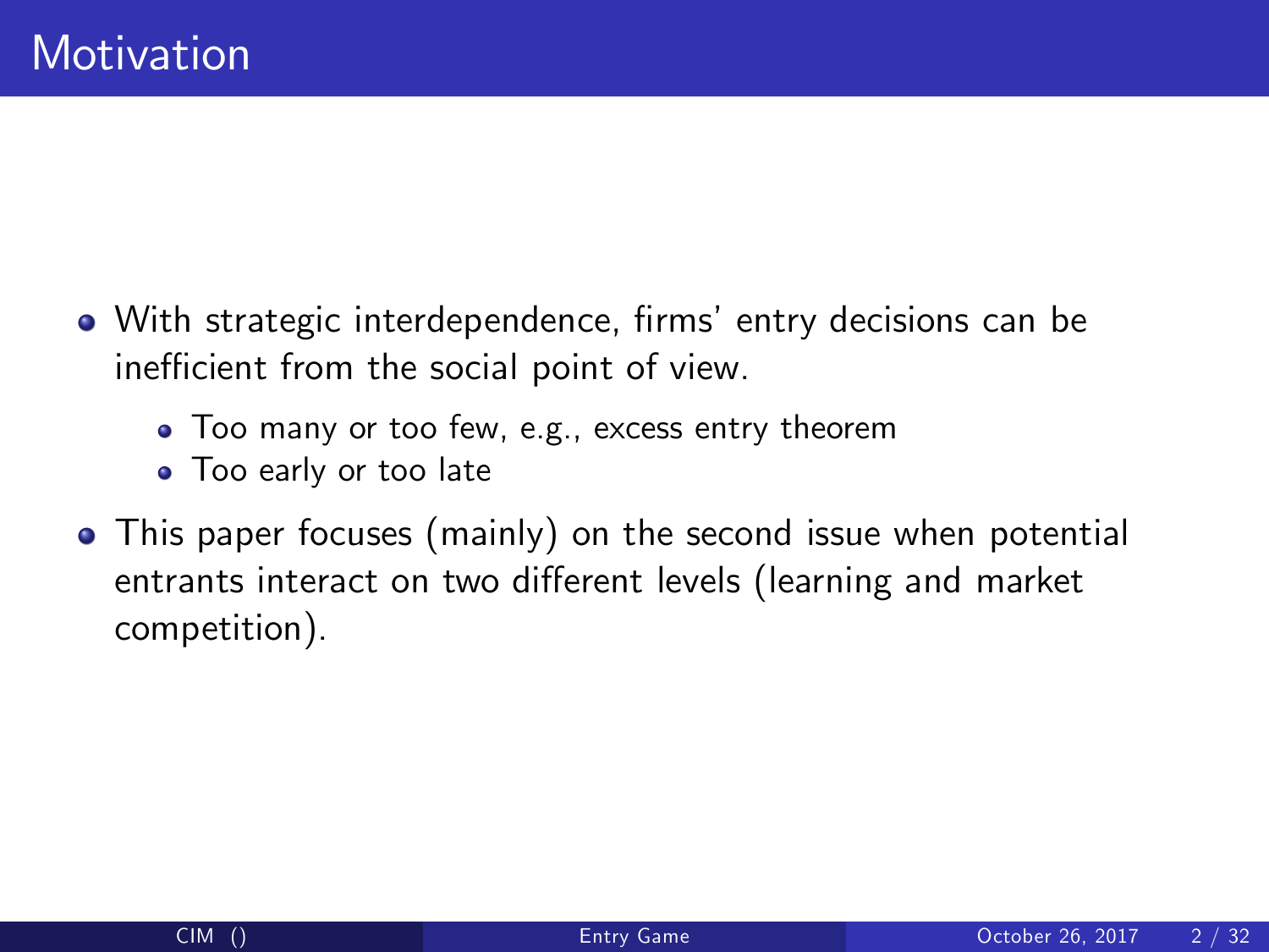# Motivation

- With strategic interdependence, firms' entry decisions can be inefficient from the social point of view.
  - Too many or too few, e.g., excess entry theorem
  - Too early or too late
- This paper focuses (mainly) on the second issue when potential entrants interact on two different levels (learning and market competition).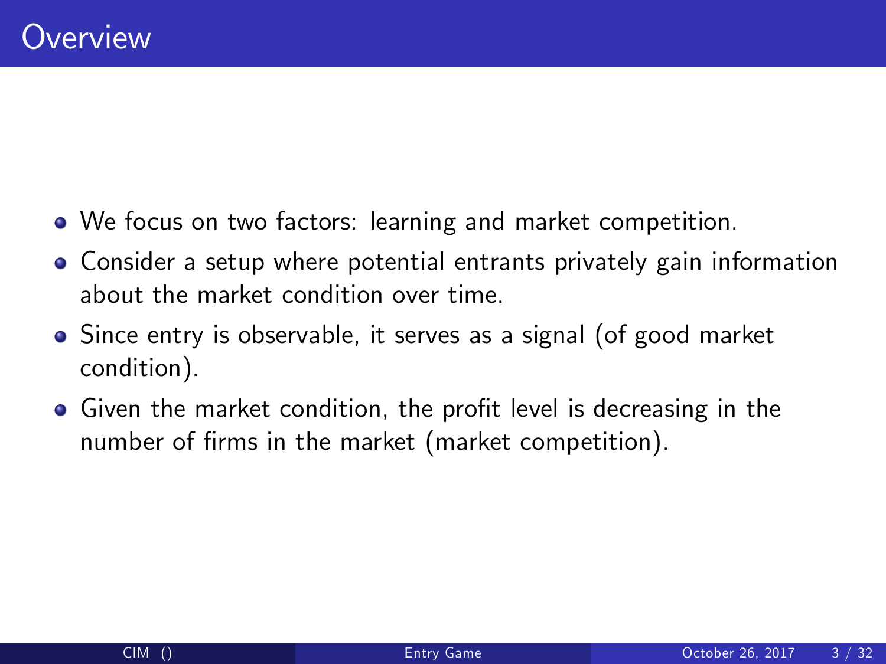# Overview

- We focus on two factors: learning and market competition.
- Consider a setup where potential entrants privately gain information about the market condition over time.
- Since entry is observable, it serves as a signal (of good market condition).
- Given the market condition, the profit level is decreasing in the number of firms in the market (market competition).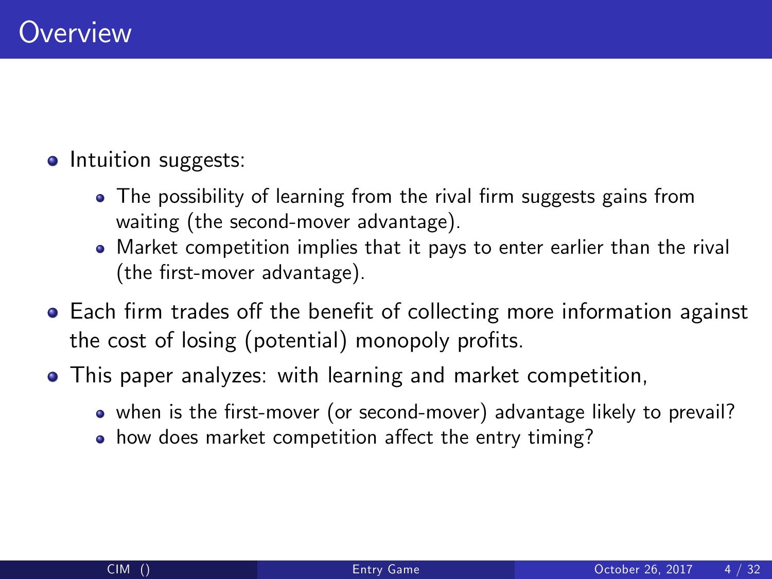# Overview

- Intuition suggests:
  - The possibility of learning from the rival firm suggests gains from waiting (the second-mover advantage).
  - Market competition implies that it pays to enter earlier than the rival (the first-mover advantage).
- Each firm trades off the benefit of collecting more information against the cost of losing (potential) monopoly profits.
- This paper analyzes: with learning and market competition,
  - when is the first-mover (or second-mover) advantage likely to prevail?
  - how does market competition affect the entry timing?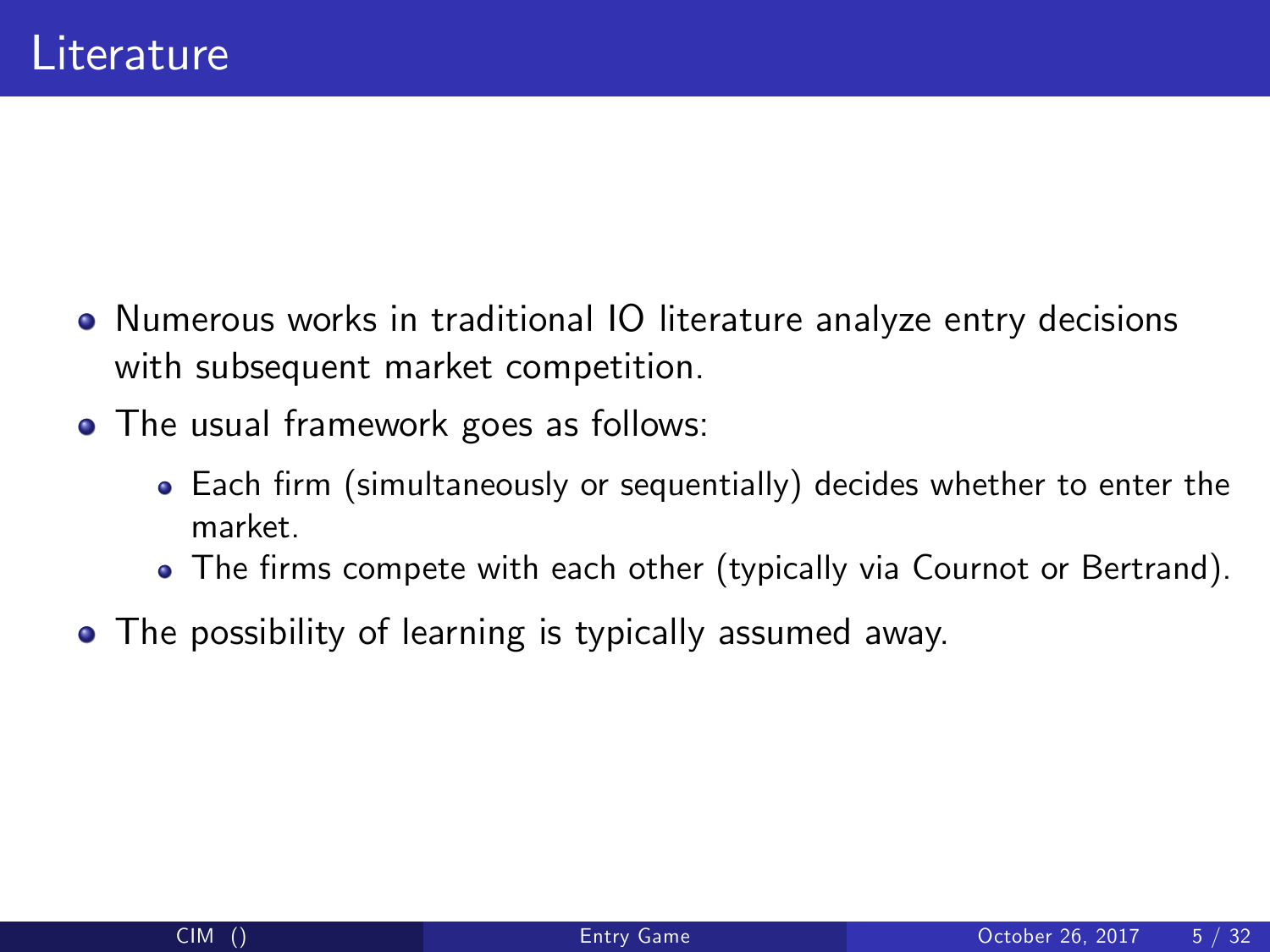# Literature

- Numerous works in traditional IO literature analyze entry decisions with subsequent market competition.
- The usual framework goes as follows:
  - Each firm (simultaneously or sequentially) decides whether to enter the market.
  - The firms compete with each other (typically via Cournot or Bertrand).
- The possibility of learning is typically assumed away.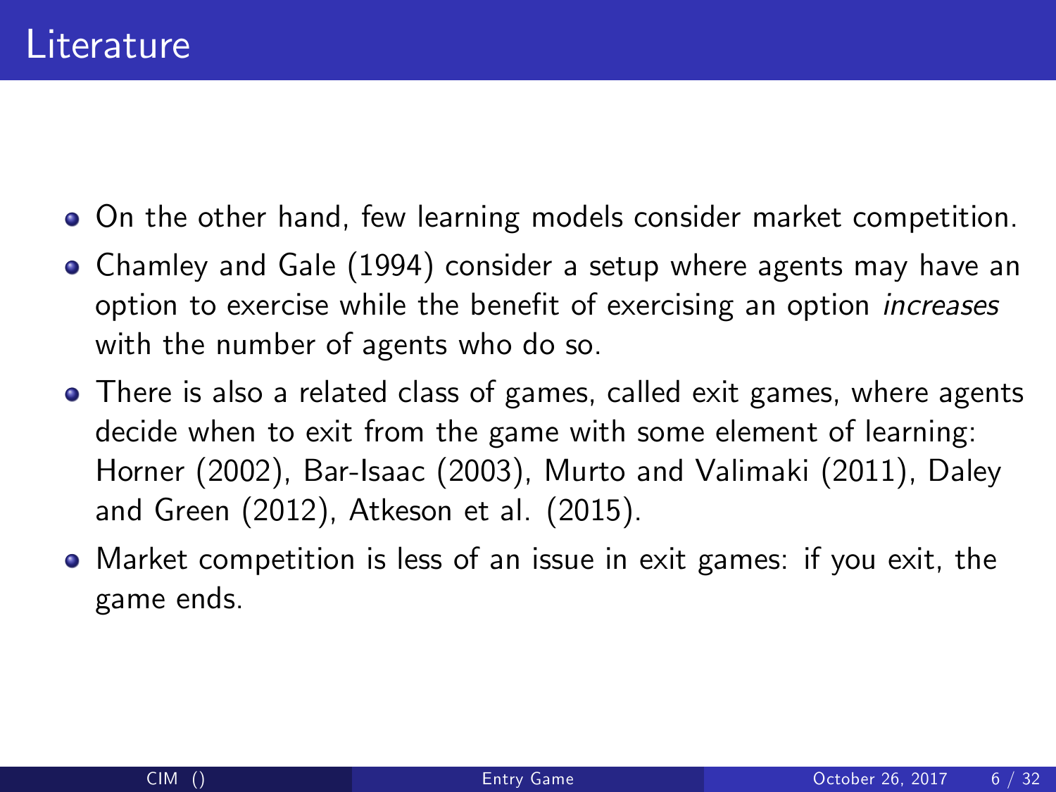# Literature

- On the other hand, few learning models consider market competition.
- Chamley and Gale (1994) consider a setup where agents may have an option to exercise while the benefit of exercising an option *increases* with the number of agents who do so.
- There is also a related class of games, called exit games, where agents decide when to exit from the game with some element of learning: Horner (2002), Bar-Isaac (2003), Murto and Valimaki (2011), Daley and Green (2012), Atkeson et al. (2015).
- Market competition is less of an issue in exit games: if you exit, the game ends.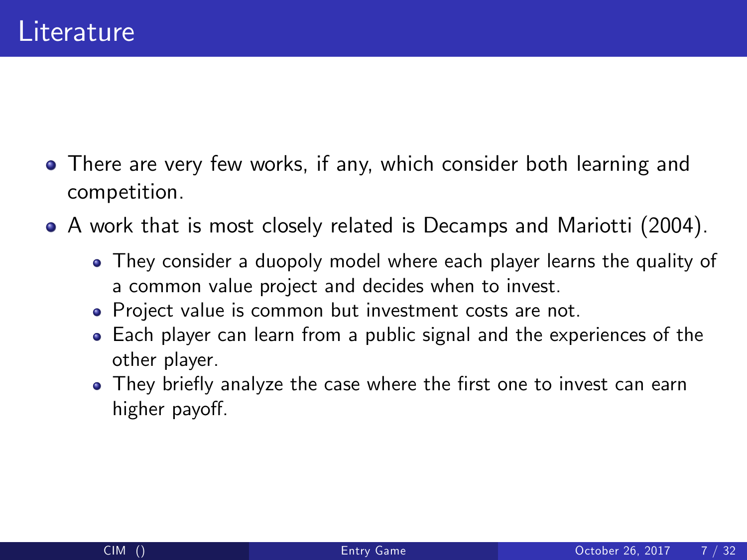# Literature

- There are very few works, if any, which consider both learning and competition.
- A work that is most closely related is Decamps and Mariotti (2004).
  - They consider a duopoly model where each player learns the quality of a common value project and decides when to invest.
  - Project value is common but investment costs are not.
  - Each player can learn from a public signal and the experiences of the other player.
  - They briefly analyze the case where the first one to invest can earn higher payoff.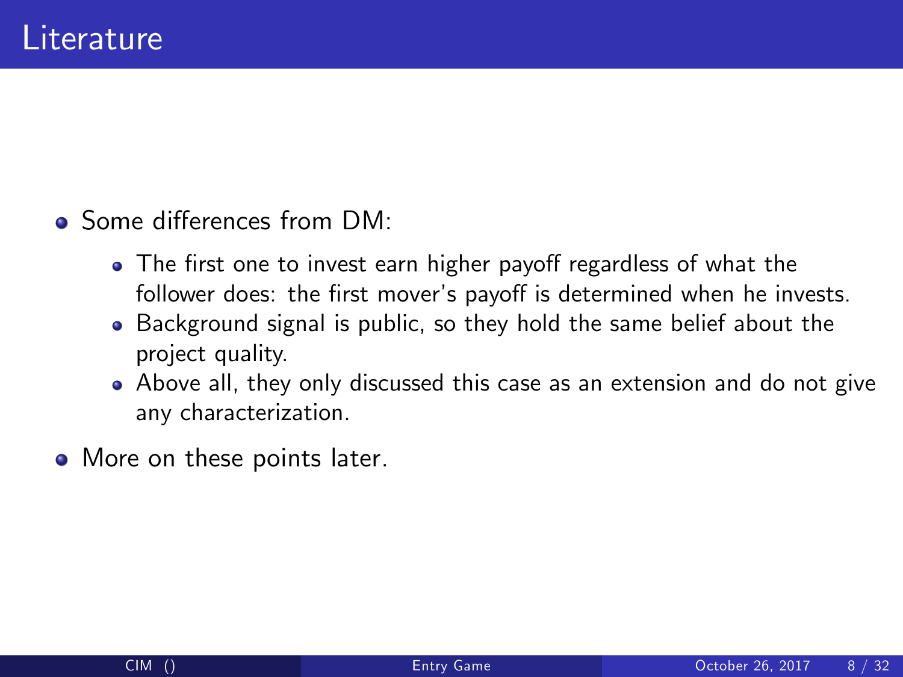# Literature

- Some differences from DM:
  - The first one to invest earn higher payoff regardless of what the follower does: the first mover's payoff is determined when he invests.
  - Background signal is public, so they hold the same belief about the project quality.
  - Above all, they only discussed this case as an extension and do not give any characterization.
- More on these points later.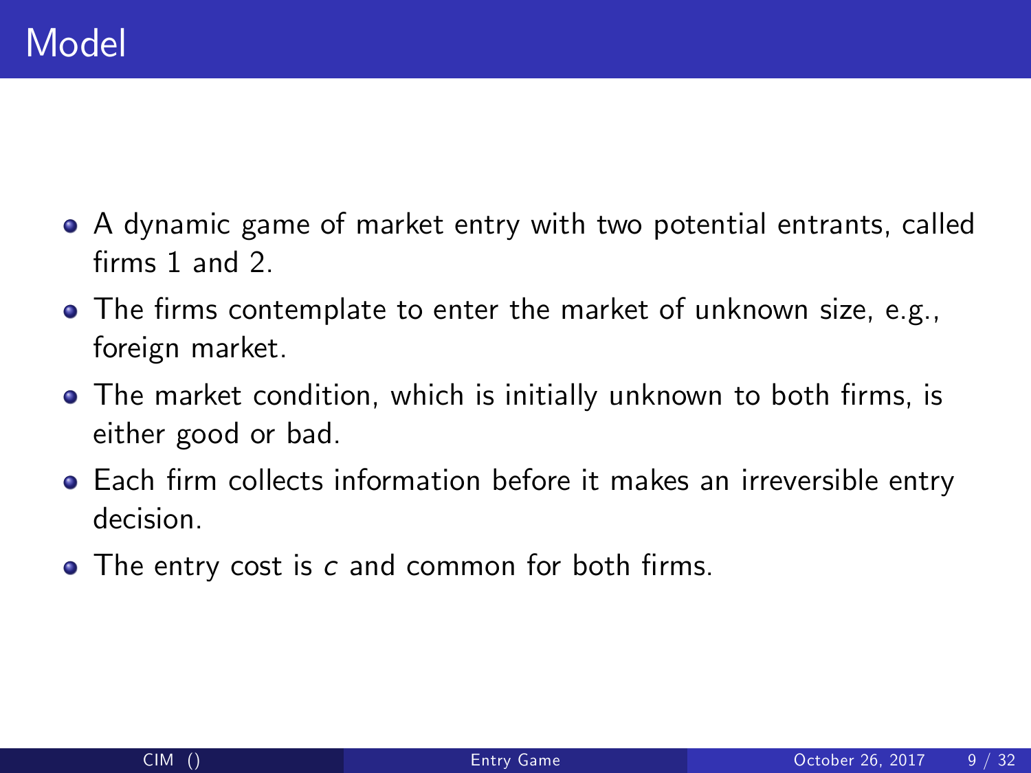# Model

- A dynamic game of market entry with two potential entrants, called firms 1 and 2.
- The firms contemplate to enter the market of unknown size, e.g., foreign market.
- The market condition, which is initially unknown to both firms, is either good or bad.
- Each firm collects information before it makes an irreversible entry decision.
- The entry cost is $c$ and common for both firms.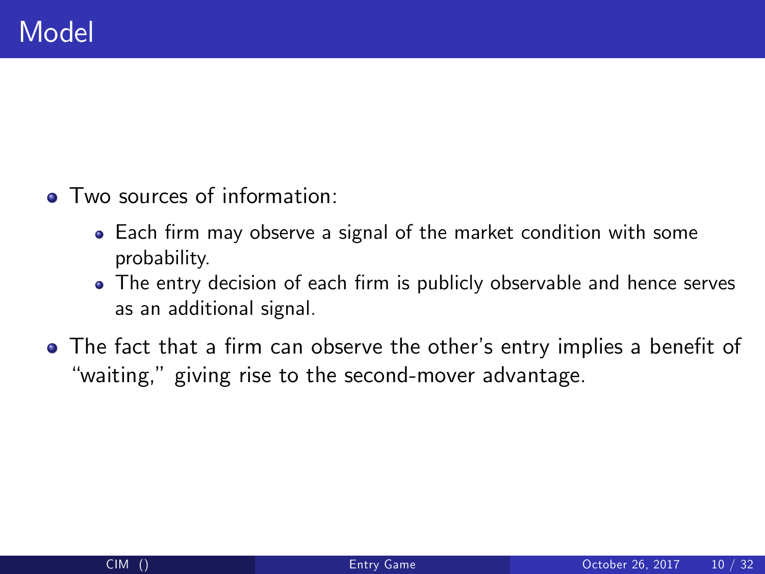# Model

- Two sources of information:
  - Each firm may observe a signal of the market condition with some probability.
  - The entry decision of each firm is publicly observable and hence serves as an additional signal.
- The fact that a firm can observe the other's entry implies a benefit of "waiting," giving rise to the second-mover advantage.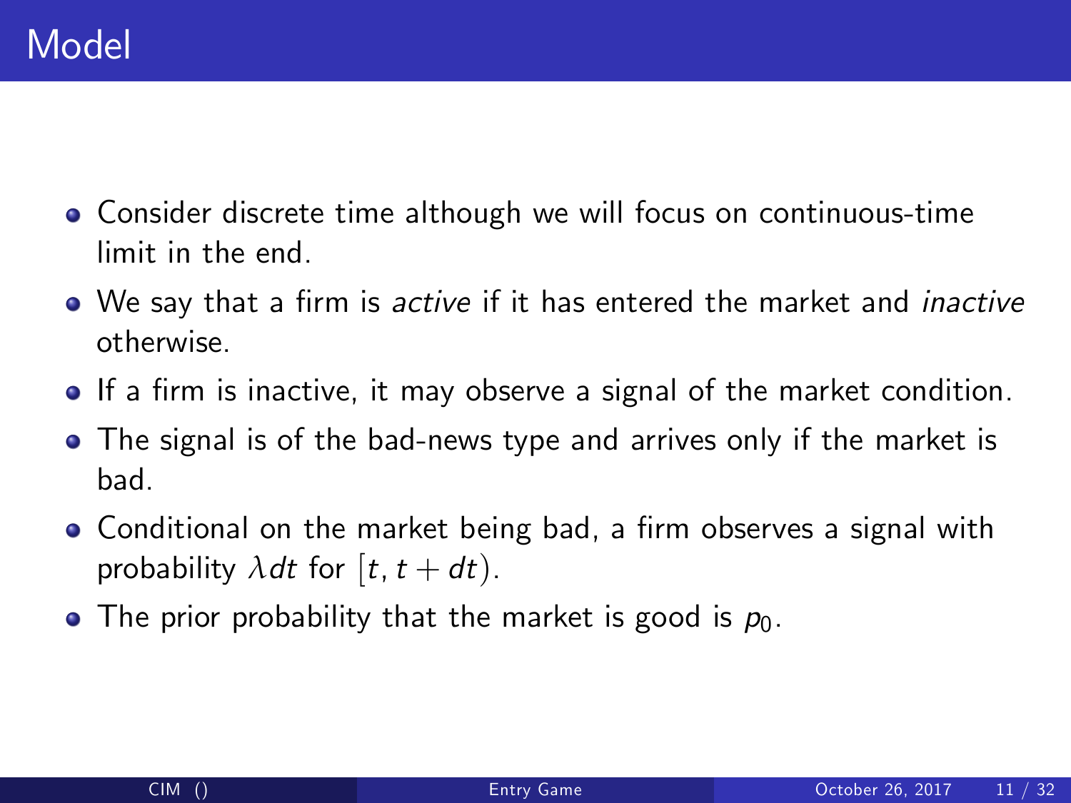# Model

- Consider discrete time although we will focus on continuous-time limit in the end.
- We say that a firm is *active* if it has entered the market and *inactive* otherwise.
- If a firm is inactive, it may observe a signal of the market condition.
- The signal is of the bad-news type and arrives only if the market is bad.
- Conditional on the market being bad, a firm observes a signal with probability $\lambda dt$ for $[t, t + dt)$.
- The prior probability that the market is good is $p_0$.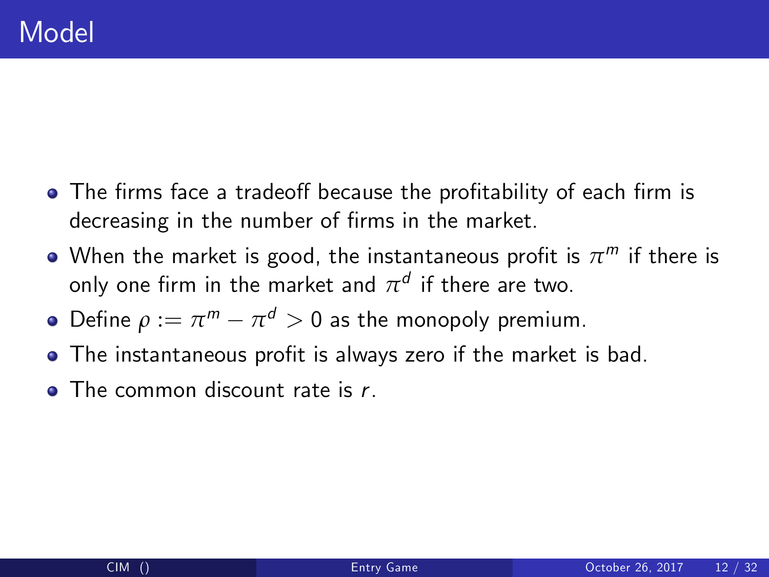# Model

- The firms face a tradeoff because the profitability of each firm is decreasing in the number of firms in the market.
- When the market is good, the instantaneous profit is $\pi^m$ if there is only one firm in the market and $\pi^d$ if there are two.
- Define $\rho := \pi^m - \pi^d > 0$ as the monopoly premium.
- The instantaneous profit is always zero if the market is bad.
- The common discount rate is $r$.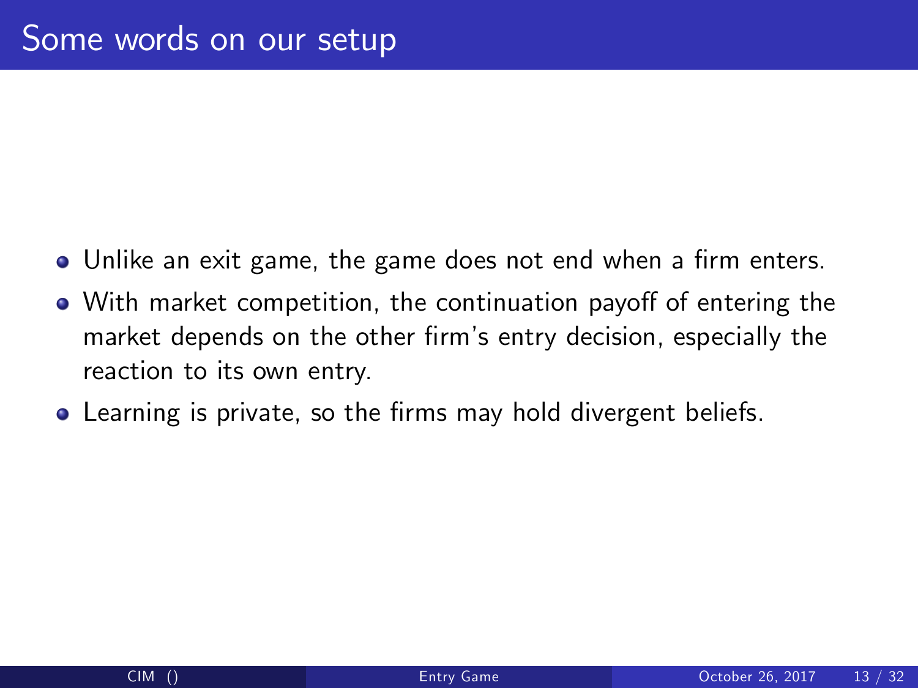# Some words on our setup

- Unlike an exit game, the game does not end when a firm enters.
- With market competition, the continuation payoff of entering the market depends on the other firm's entry decision, especially the reaction to its own entry.
- Learning is private, so the firms may hold divergent beliefs.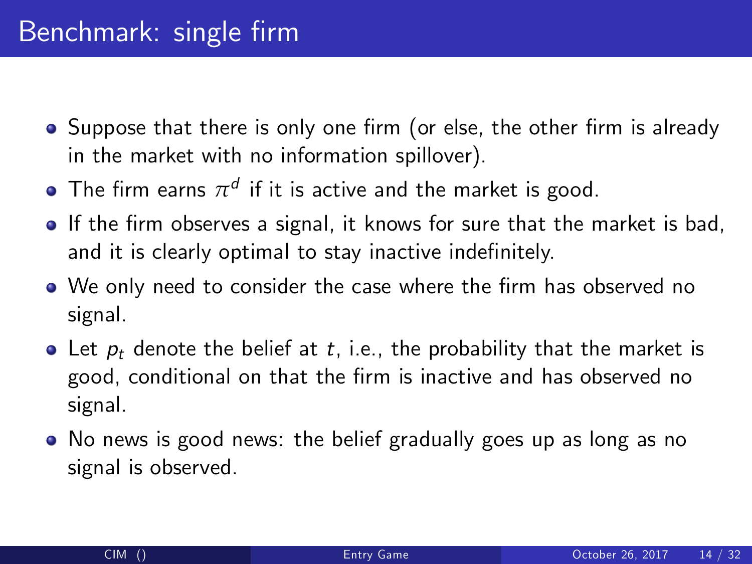# Benchmark: single firm

- Suppose that there is only one firm (or else, the other firm is already in the market with no information spillover).
- The firm earns $\pi^d$ if it is active and the market is good.
- If the firm observes a signal, it knows for sure that the market is bad, and it is clearly optimal to stay inactive indefinitely.
- We only need to consider the case where the firm has observed no signal.
- Let $p_t$ denote the belief at $t$, i.e., the probability that the market is good, conditional on that the firm is inactive and has observed no signal.
- No news is good news: the belief gradually goes up as long as no signal is observed.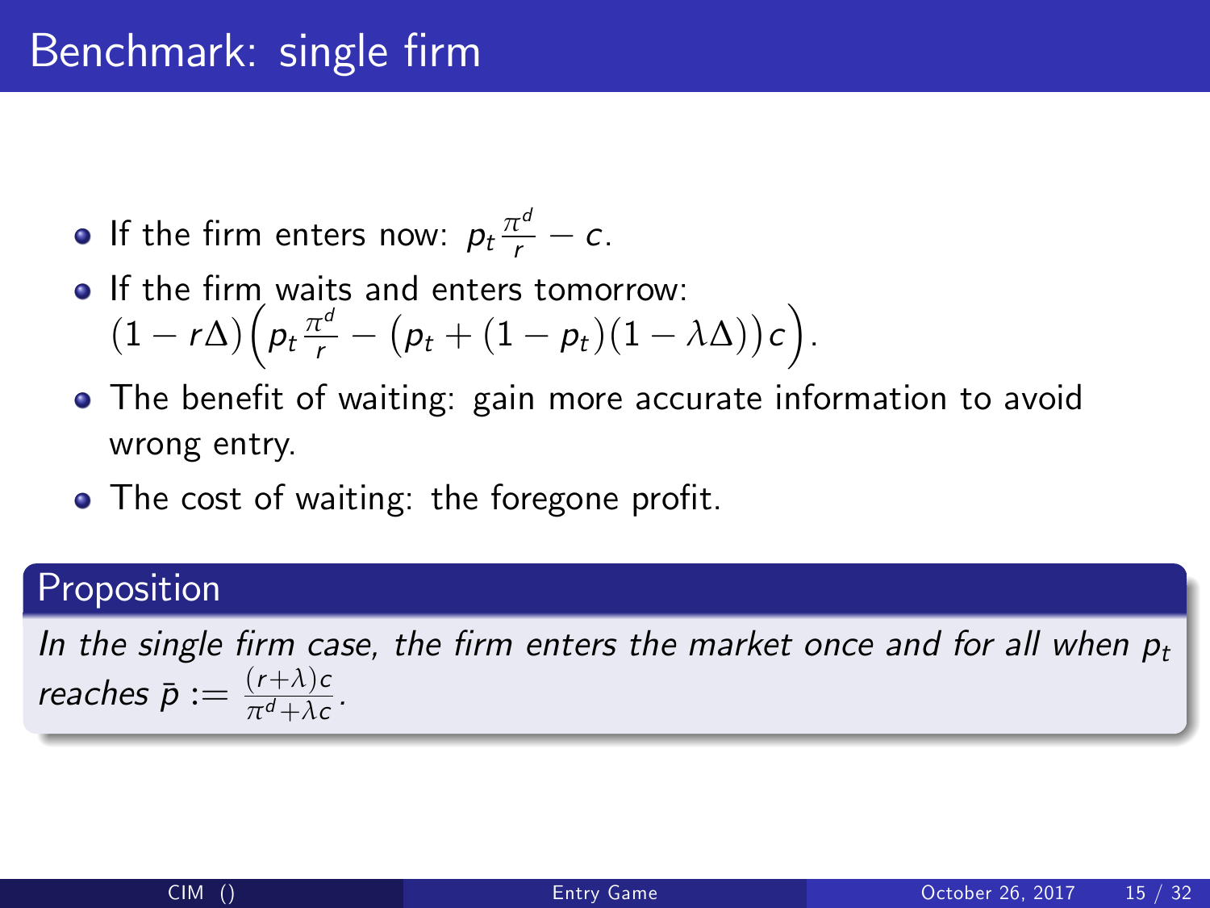# Benchmark: single firm

- If the firm enters now: $p_t \frac{\pi^d}{r} - c$.
- If the firm waits and enters tomorrow: $(1 - r\Delta)\Big(p_t \frac{\pi^d}{r} - \big(p_t + (1 - p_t)(1 - \lambda\Delta)\big)c\Big)$.
- The benefit of waiting: gain more accurate information to avoid wrong entry.
- The cost of waiting: the foregone profit.

**Proposition**

*In the single firm case, the firm enters the market once and for all when $p_t$ reaches $\bar{p} := \frac{(r+\lambda)c}{\pi^d + \lambda c}$.*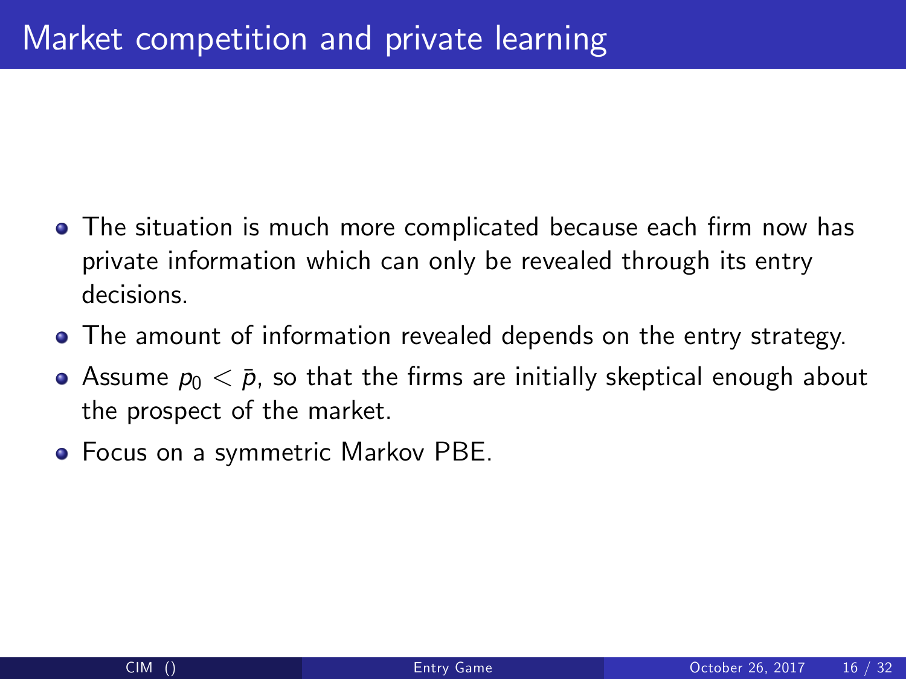# Market competition and private learning

- The situation is much more complicated because each firm now has private information which can only be revealed through its entry decisions.
- The amount of information revealed depends on the entry strategy.
- Assume $p_0 < \bar{p}$, so that the firms are initially skeptical enough about the prospect of the market.
- Focus on a symmetric Markov PBE.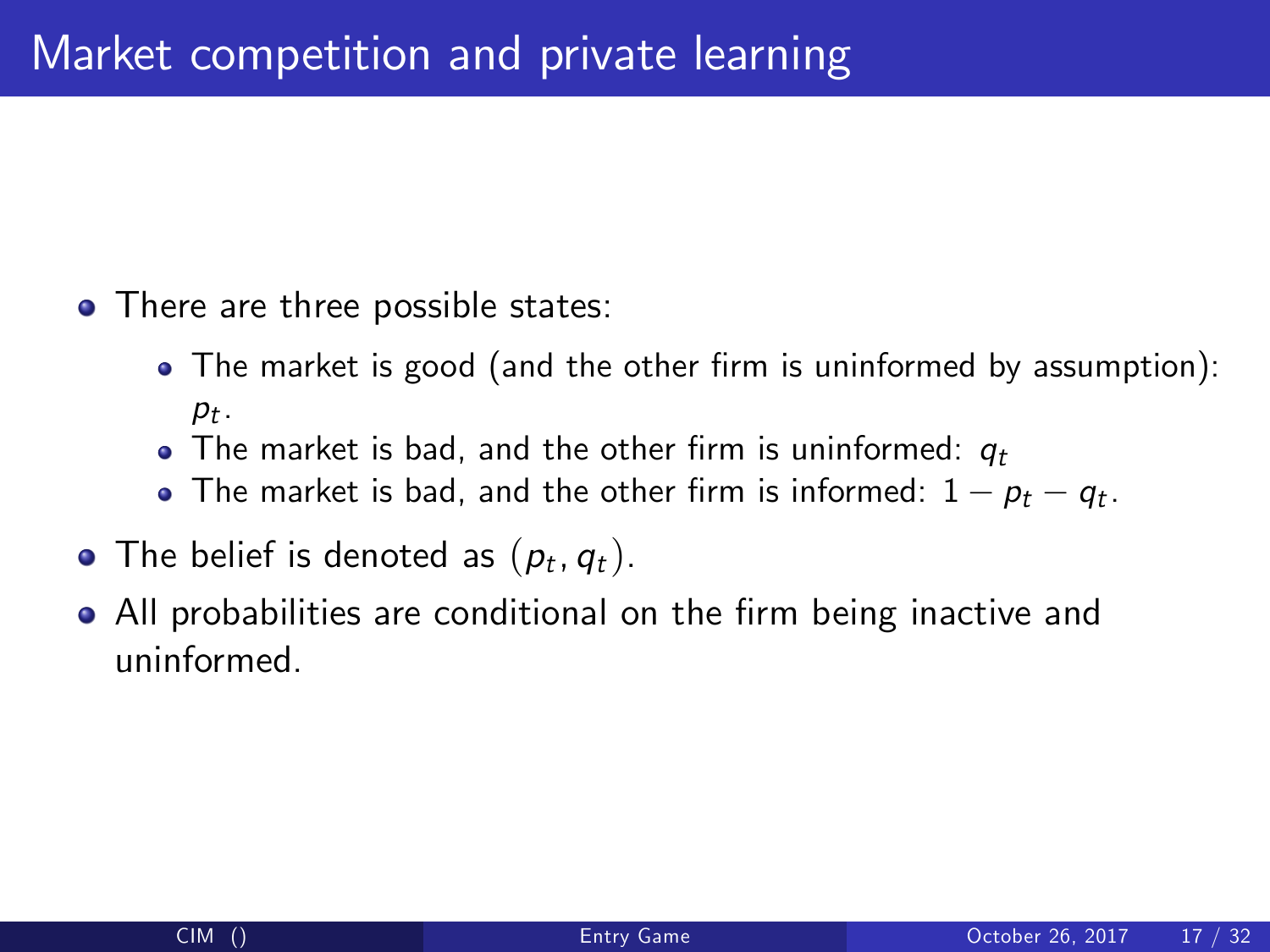# Market competition and private learning

- There are three possible states:
  - The market is good (and the other firm is uninformed by assumption): $p_t$.
  - The market is bad, and the other firm is uninformed: $q_t$
  - The market is bad, and the other firm is informed: $1 - p_t - q_t$.
- The belief is denoted as $(p_t, q_t)$.
- All probabilities are conditional on the firm being inactive and uninformed.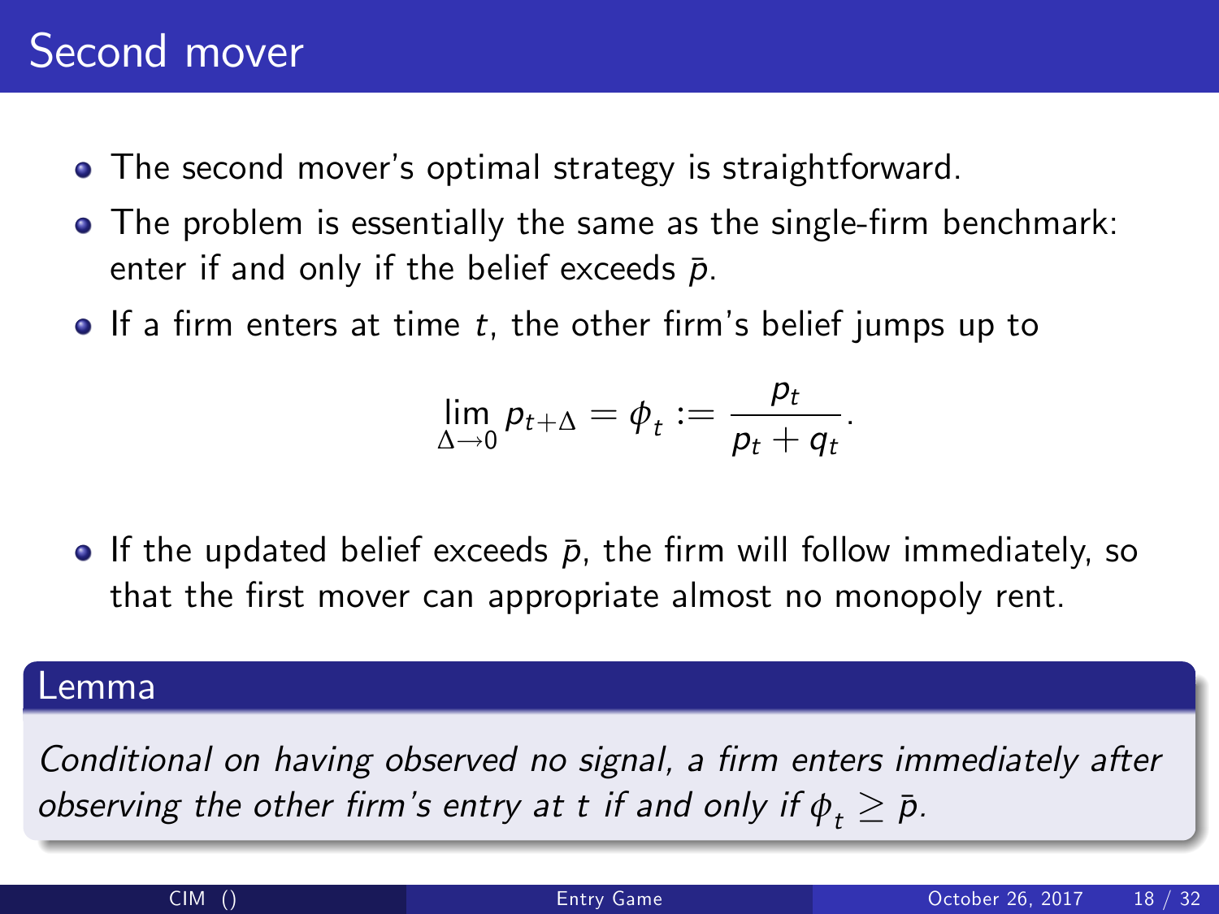# Second mover

- The second mover's optimal strategy is straightforward.
- The problem is essentially the same as the single-firm benchmark: enter if and only if the belief exceeds $\bar{p}$.
- If a firm enters at time $t$, the other firm's belief jumps up to

$$\lim_{\Delta \to 0} p_{t+\Delta} = \phi_t := \frac{p_t}{p_t + q_t}.$$

- If the updated belief exceeds $\bar{p}$, the firm will follow immediately, so that the first mover can appropriate almost no monopoly rent.

**Lemma**

*Conditional on having observed no signal, a firm enters immediately after observing the other firm's entry at t if and only if $\phi_t \geq \bar{p}$.*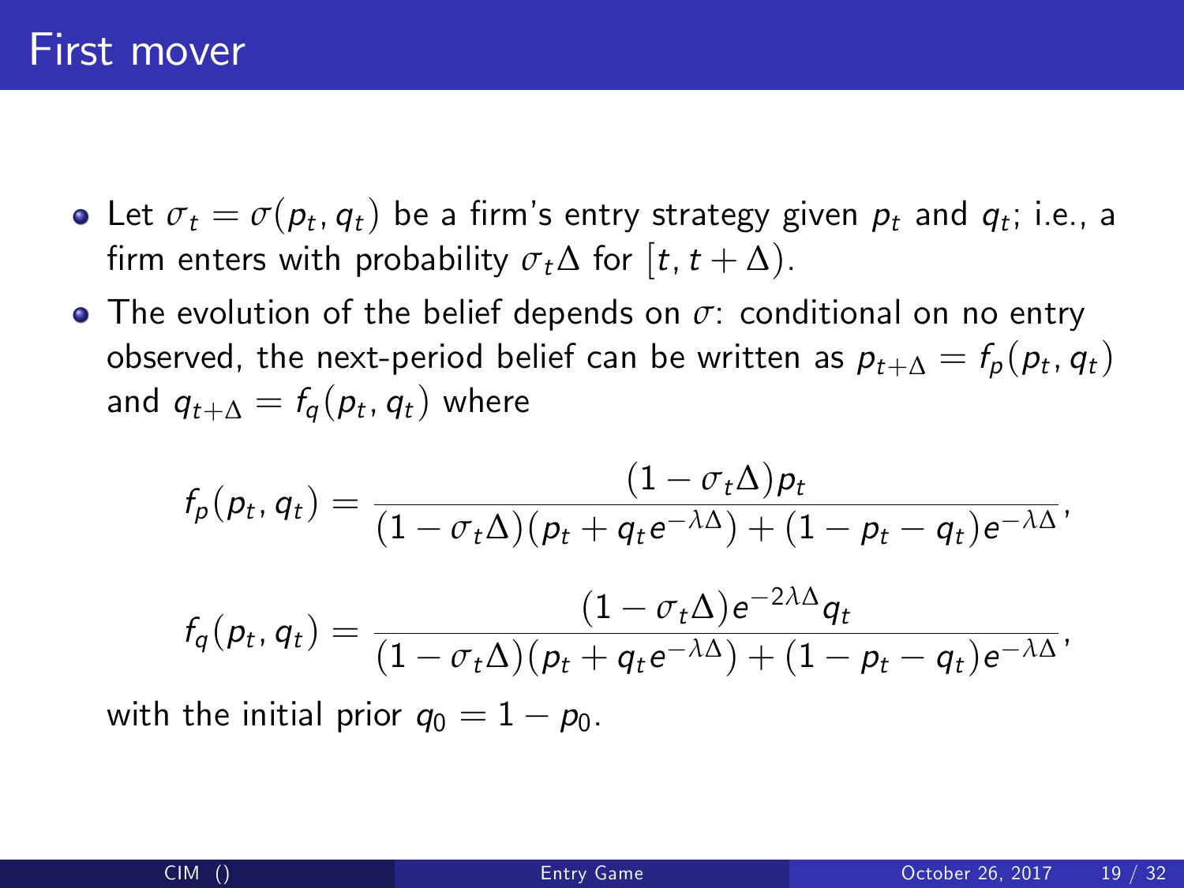# First mover

- Let $\sigma_t = \sigma(p_t, q_t)$ be a firm's entry strategy given $p_t$ and $q_t$; i.e., a firm enters with probability $\sigma_t \Delta$ for $[t, t+\Delta)$.
- The evolution of the belief depends on $\sigma$: conditional on no entry observed, the next-period belief can be written as $p_{t+\Delta} = f_p(p_t, q_t)$ and $q_{t+\Delta} = f_q(p_t, q_t)$ where

$$f_p(p_t, q_t) = \frac{(1-\sigma_t\Delta)p_t}{(1-\sigma_t\Delta)(p_t + q_t e^{-\lambda\Delta}) + (1-p_t-q_t)e^{-\lambda\Delta}},$$

$$f_q(p_t, q_t) = \frac{(1-\sigma_t\Delta)e^{-2\lambda\Delta}q_t}{(1-\sigma_t\Delta)(p_t + q_t e^{-\lambda\Delta}) + (1-p_t-q_t)e^{-\lambda\Delta}},$$

with the initial prior $q_0 = 1 - p_0$.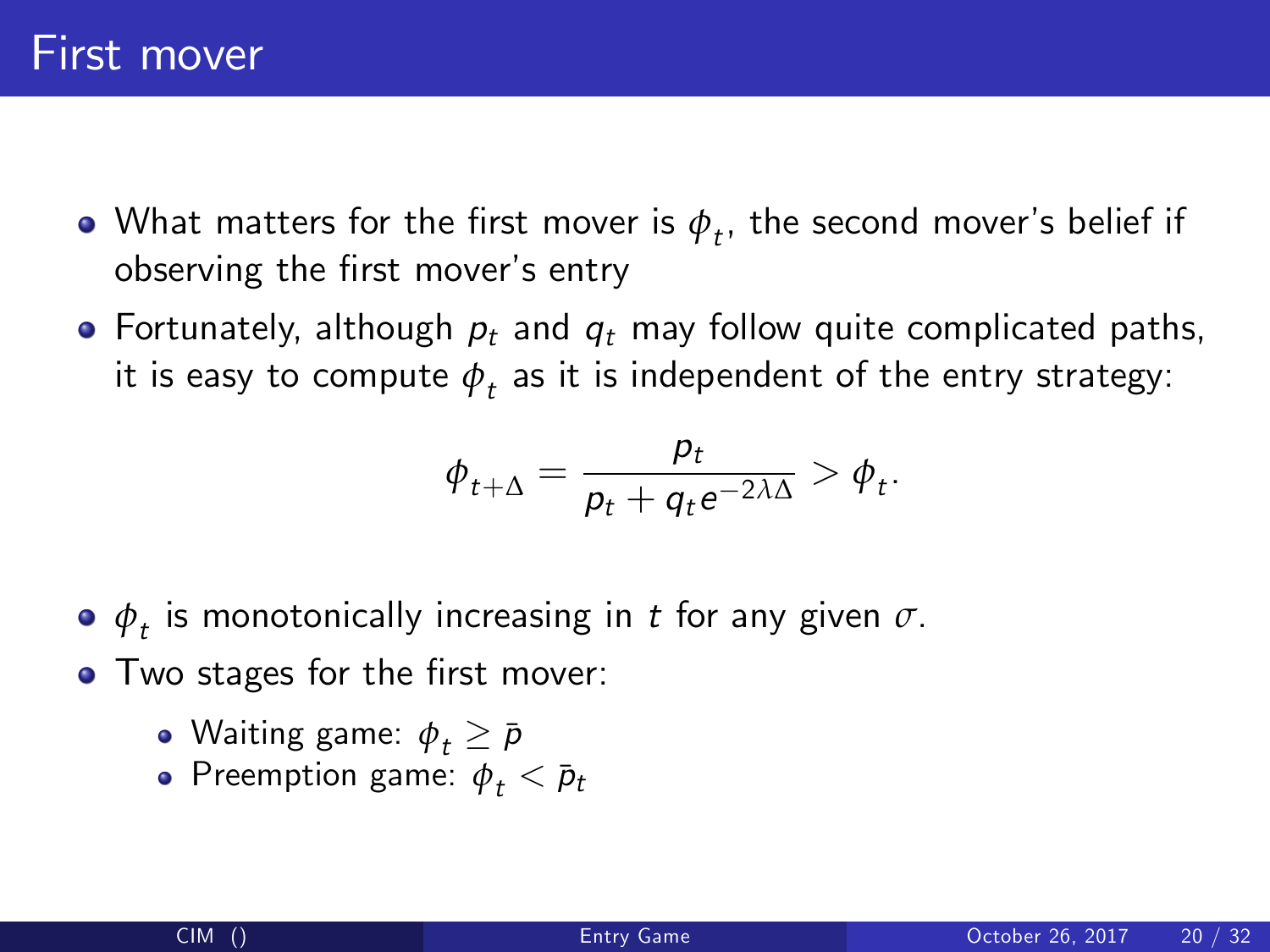# First mover

- What matters for the first mover is $\phi_t$, the second mover's belief if observing the first mover's entry
- Fortunately, although $p_t$ and $q_t$ may follow quite complicated paths, it is easy to compute $\phi_t$ as it is independent of the entry strategy:

$$\phi_{t+\Delta} = \frac{p_t}{p_t + q_t e^{-2\lambda\Delta}} > \phi_t.$$

- $\phi_t$ is monotonically increasing in $t$ for any given $\sigma$.
- Two stages for the first mover:
  - Waiting game: $\phi_t \geq \bar{p}$
  - Preemption game: $\phi_t < \bar{p}_t$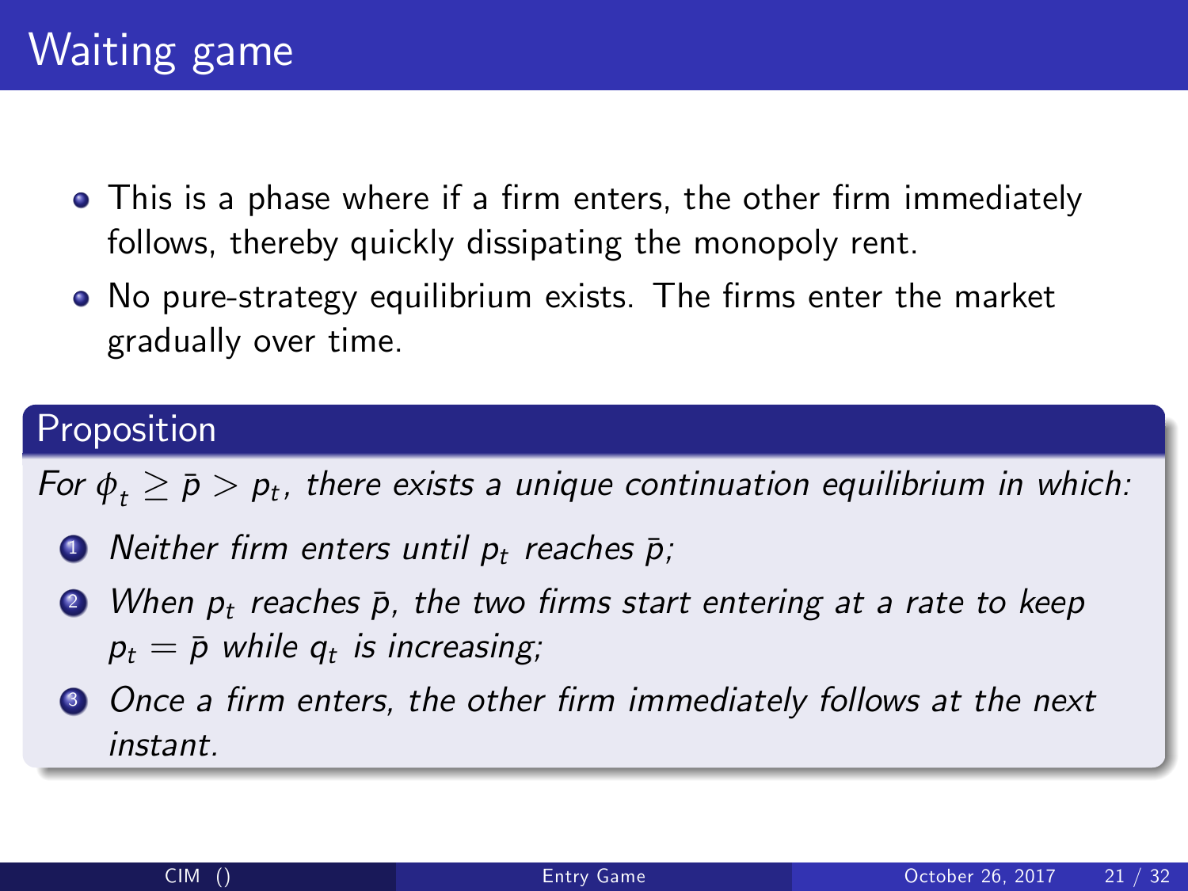# Waiting game

- This is a phase where if a firm enters, the other firm immediately follows, thereby quickly dissipating the monopoly rent.
- No pure-strategy equilibrium exists. The firms enter the market gradually over time.

**Proposition**

*For $\phi_t \geq \bar{p} > p_t$, there exists a unique continuation equilibrium in which:*

1. *Neither firm enters until $p_t$ reaches $\bar{p}$;*
2. *When $p_t$ reaches $\bar{p}$, the two firms start entering at a rate to keep $p_t = \bar{p}$ while $q_t$ is increasing;*
3. *Once a firm enters, the other firm immediately follows at the next instant.*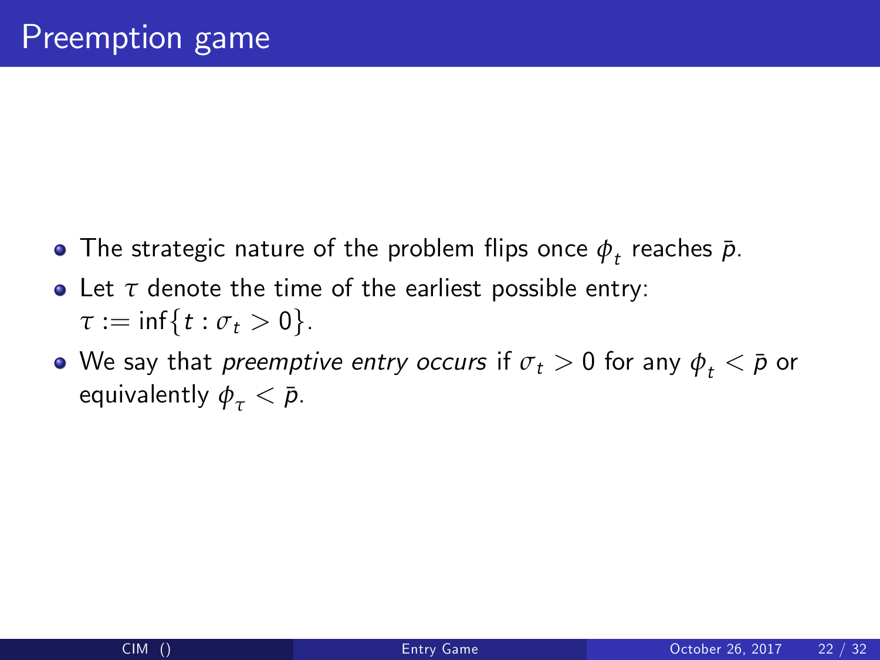# Preemption game

- The strategic nature of the problem flips once $\phi_t$ reaches $\bar{p}$.
- Let $\tau$ denote the time of the earliest possible entry: $\tau := \inf\{t : \sigma_t > 0\}$.
- We say that *preemptive entry occurs* if $\sigma_t > 0$ for any $\phi_t < \bar{p}$ or equivalently $\phi_\tau < \bar{p}$.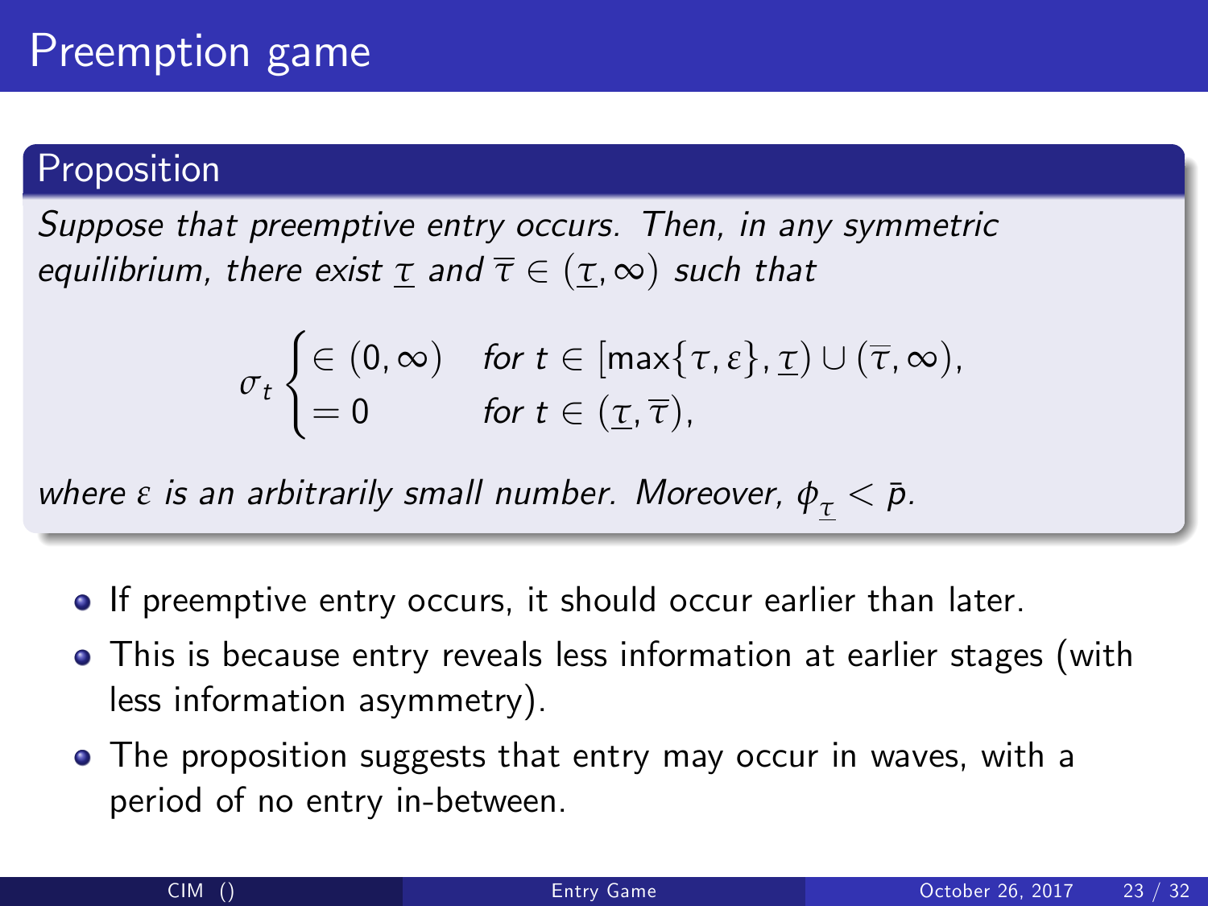# Preemption game

## Proposition

*Suppose that preemptive entry occurs. Then, in any symmetric equilibrium, there exist* $\underline{\tau}$ *and* $\overline{\tau} \in (\underline{\tau}, \infty)$ *such that*

$$\sigma_t \begin{cases} \in (0, \infty) & \text{for } t \in [\max\{\tau, \varepsilon\}, \underline{\tau}) \cup (\overline{\tau}, \infty), \\ = 0 & \text{for } t \in (\underline{\tau}, \overline{\tau}), \end{cases}$$

*where* $\varepsilon$ *is an arbitrarily small number. Moreover,* $\phi_{\underline{\tau}} < \bar{p}$*.*

- If preemptive entry occurs, it should occur earlier than later.
- This is because entry reveals less information at earlier stages (with less information asymmetry).
- The proposition suggests that entry may occur in waves, with a period of no entry in-between.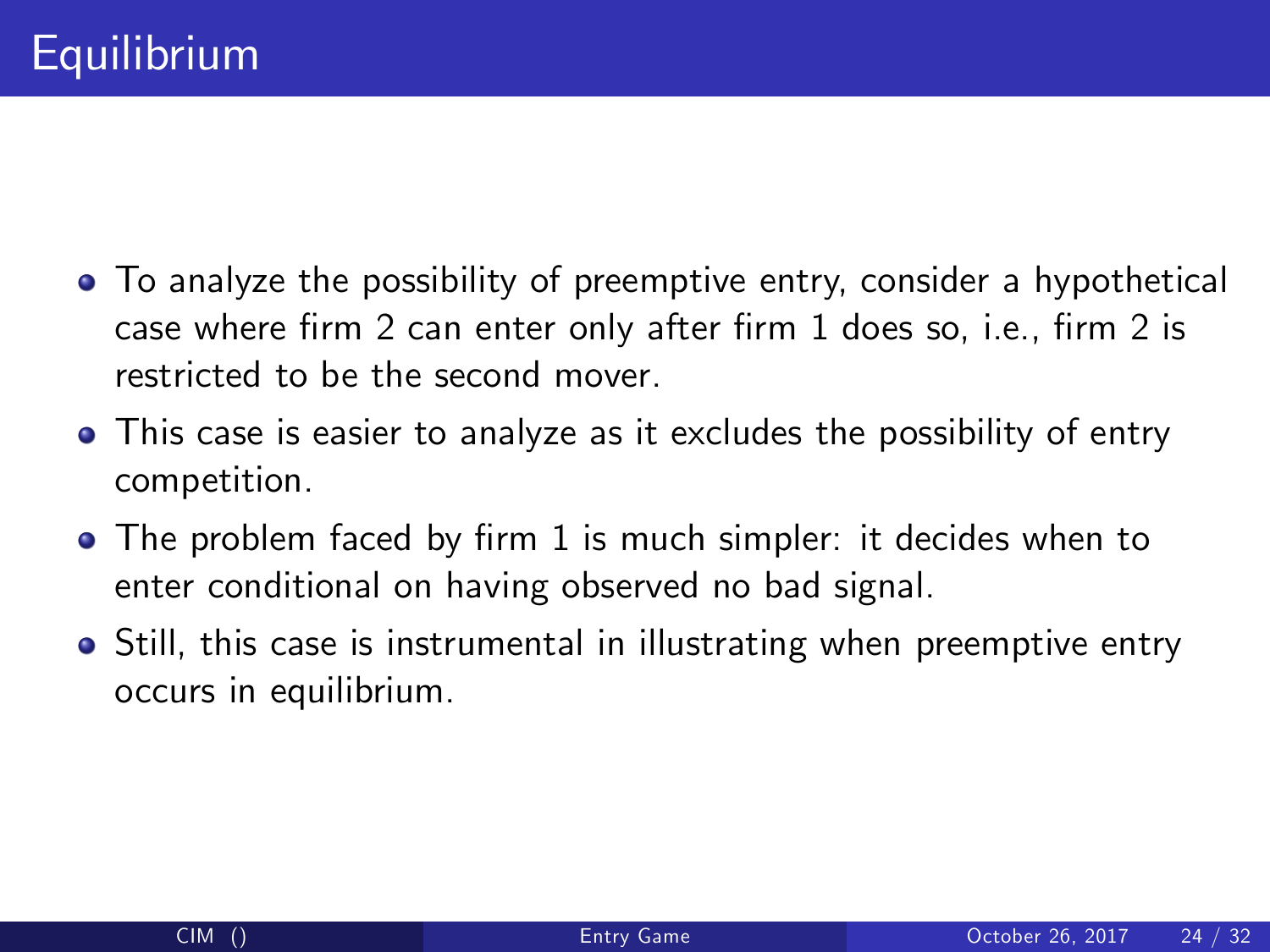# Equilibrium

- To analyze the possibility of preemptive entry, consider a hypothetical case where firm 2 can enter only after firm 1 does so, i.e., firm 2 is restricted to be the second mover.
- This case is easier to analyze as it excludes the possibility of entry competition.
- The problem faced by firm 1 is much simpler: it decides when to enter conditional on having observed no bad signal.
- Still, this case is instrumental in illustrating when preemptive entry occurs in equilibrium.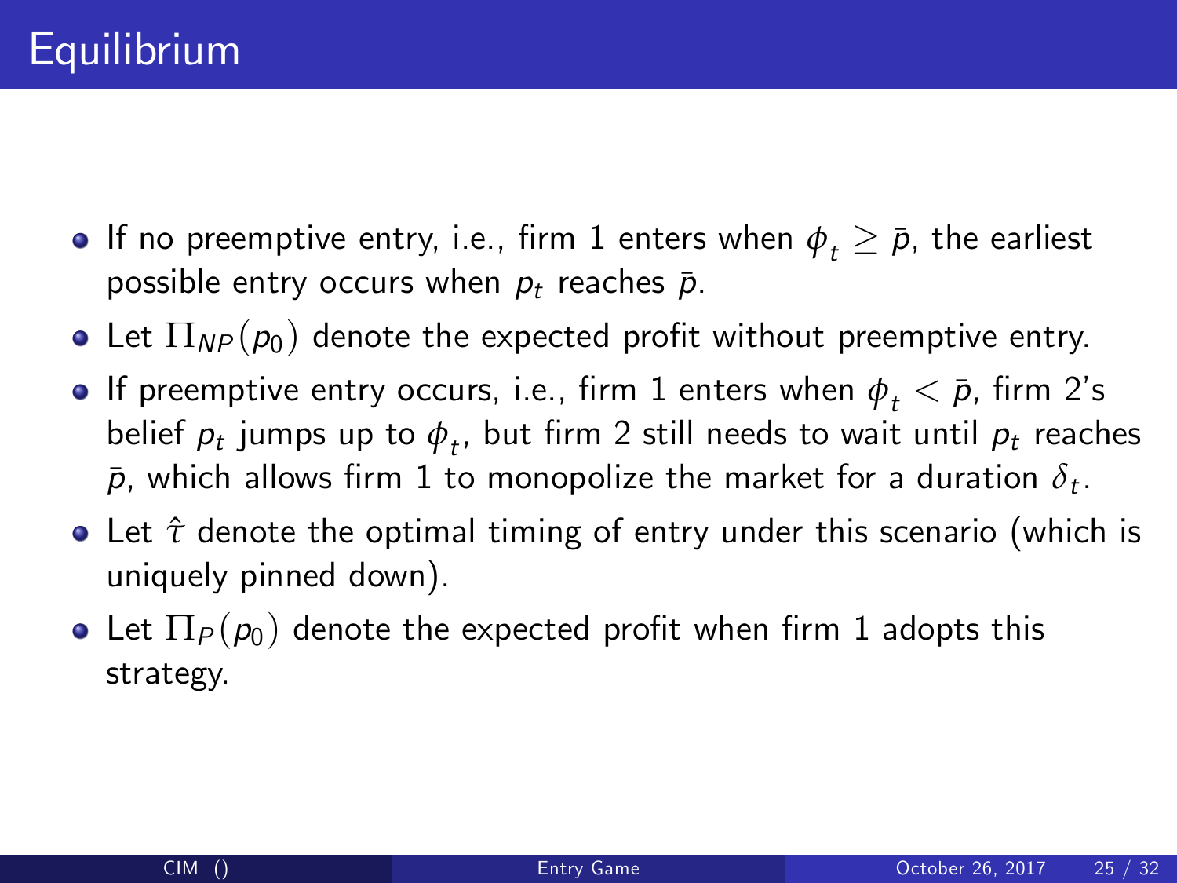# Equilibrium

- If no preemptive entry, i.e., firm 1 enters when $\phi_t \geq \bar{p}$, the earliest possible entry occurs when $p_t$ reaches $\bar{p}$.
- Let $\Pi_{NP}(p_0)$ denote the expected profit without preemptive entry.
- If preemptive entry occurs, i.e., firm 1 enters when $\phi_t < \bar{p}$, firm 2's belief $p_t$ jumps up to $\phi_t$, but firm 2 still needs to wait until $p_t$ reaches $\bar{p}$, which allows firm 1 to monopolize the market for a duration $\delta_t$.
- Let $\hat{\tau}$ denote the optimal timing of entry under this scenario (which is uniquely pinned down).
- Let $\Pi_P(p_0)$ denote the expected profit when firm 1 adopts this strategy.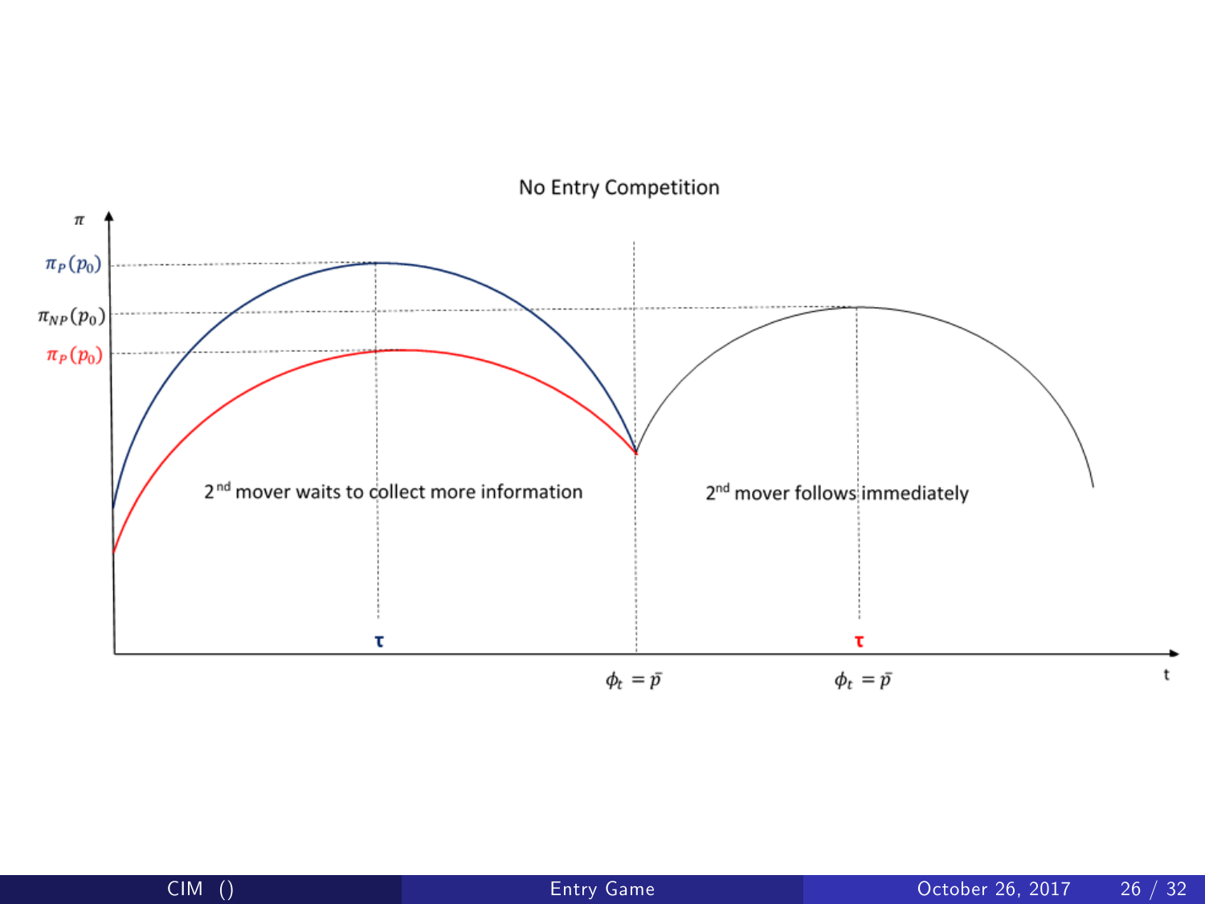No Entry Competition

$\pi$

$\pi_P(p_0)$

$\pi_{NP}(p_0)$

$\pi_P(p_0)$

2[nd] mover waits to collect more information

2[nd] mover follows immediately

$\tau$

$\phi_t = \bar{p}$

$\tau$

$\phi_t = \bar{p}$

t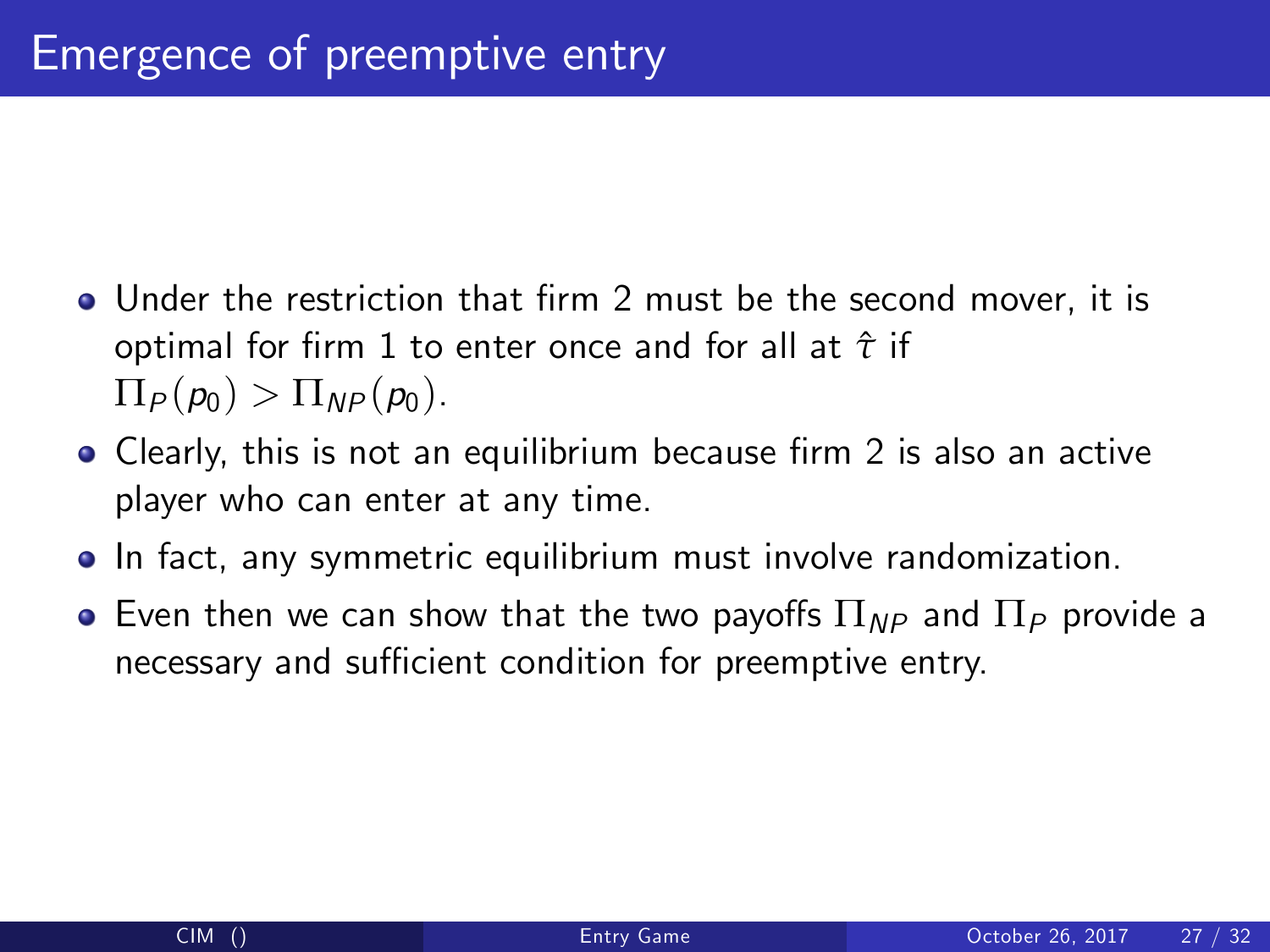# Emergence of preemptive entry

- Under the restriction that firm 2 must be the second mover, it is optimal for firm 1 to enter once and for all at $\hat{\tau}$ if $\Pi_P(p_0) > \Pi_{NP}(p_0)$.
- Clearly, this is not an equilibrium because firm 2 is also an active player who can enter at any time.
- In fact, any symmetric equilibrium must involve randomization.
- Even then we can show that the two payoffs $\Pi_{NP}$ and $\Pi_P$ provide a necessary and sufficient condition for preemptive entry.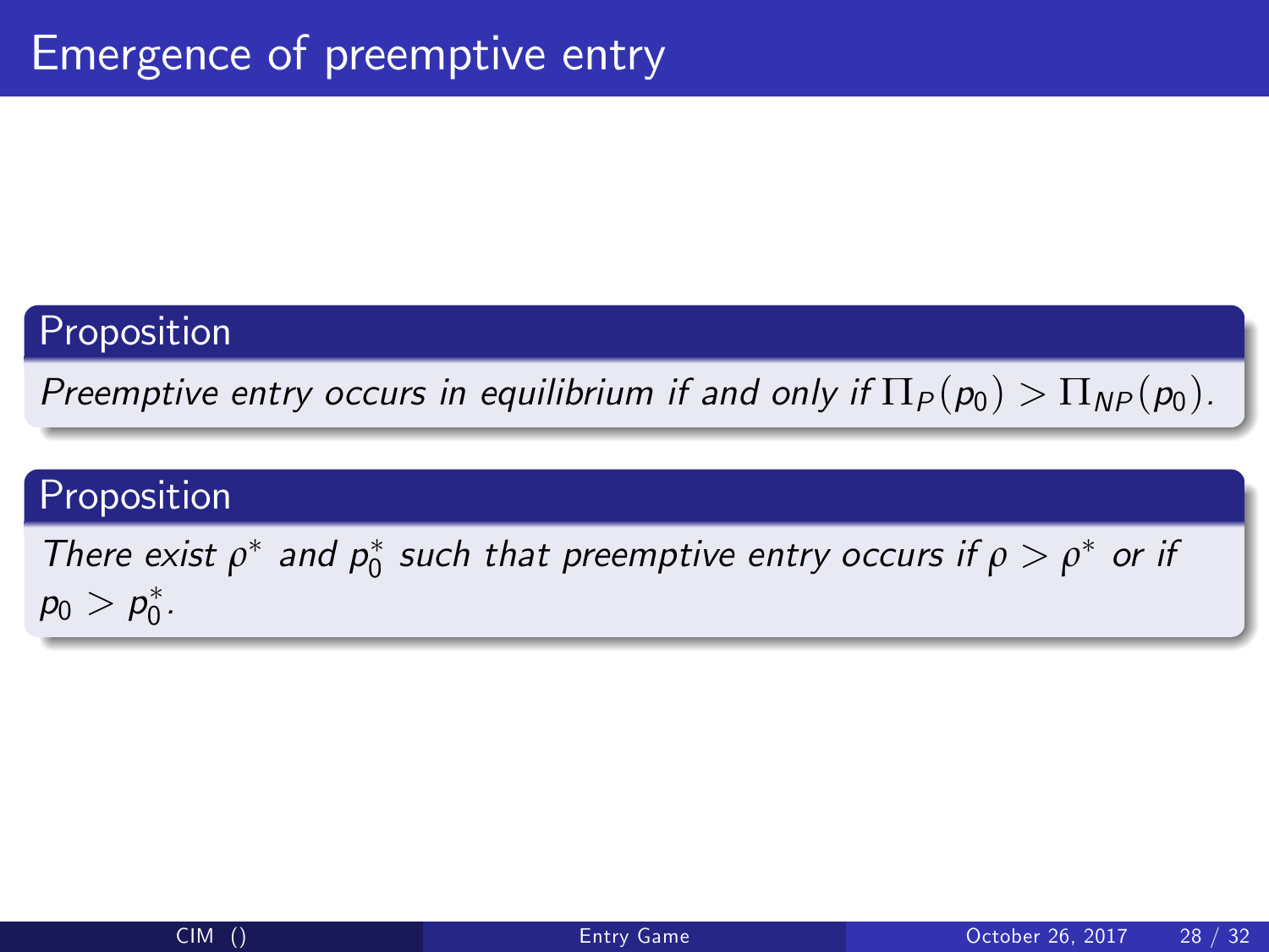# Emergence of preemptive entry

**Proposition**

*Preemptive entry occurs in equilibrium if and only if* $\Pi_P(p_0) > \Pi_{NP}(p_0)$.

**Proposition**

*There exist* $\rho^*$ *and* $p_0^*$ *such that preemptive entry occurs if* $\rho > \rho^*$ *or if* $p_0 > p_0^*$.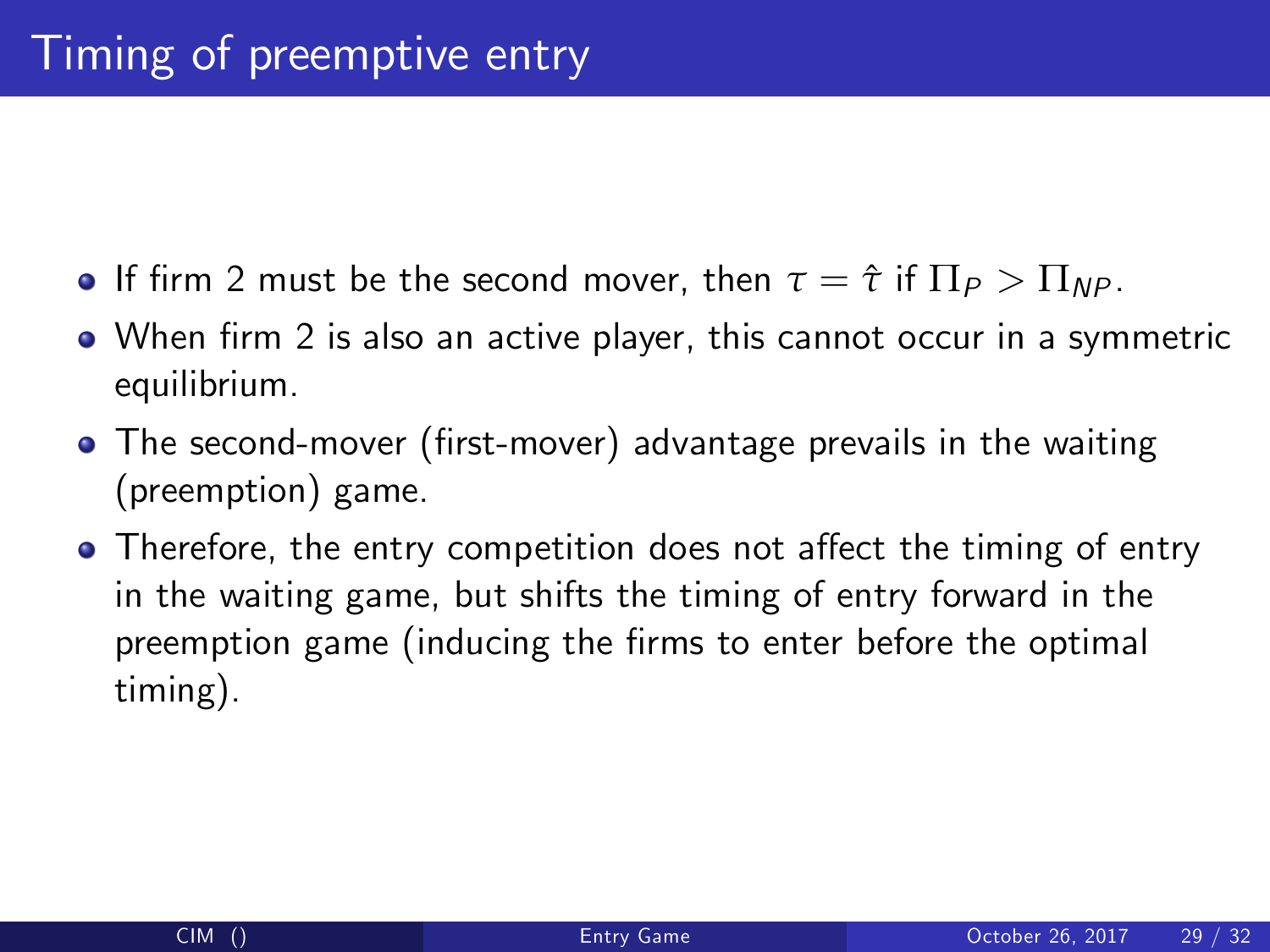# Timing of preemptive entry

- If firm 2 must be the second mover, then $\tau = \hat{\tau}$ if $\Pi_P > \Pi_{NP}$.
- When firm 2 is also an active player, this cannot occur in a symmetric equilibrium.
- The second-mover (first-mover) advantage prevails in the waiting (preemption) game.
- Therefore, the entry competition does not affect the timing of entry in the waiting game, but shifts the timing of entry forward in the preemption game (inducing the firms to enter before the optimal timing).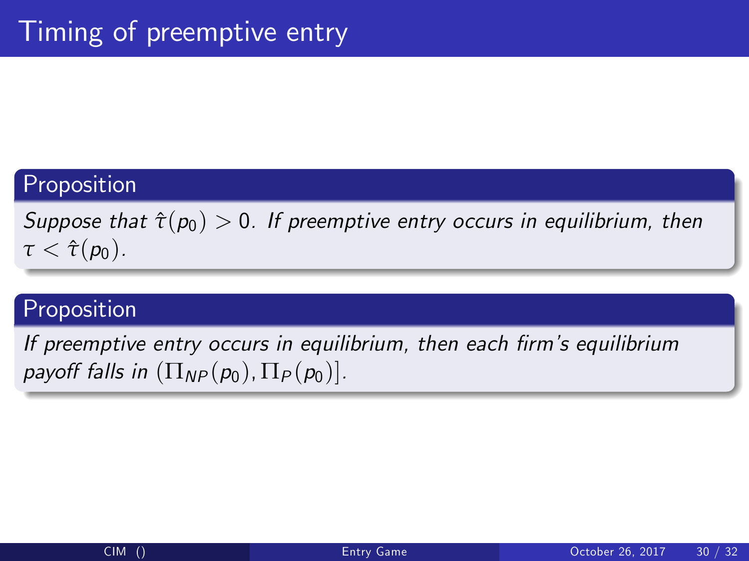# Timing of preemptive entry

**Proposition**

*Suppose that $\hat{\tau}(p_0) > 0$. If preemptive entry occurs in equilibrium, then $\tau < \hat{\tau}(p_0)$.*

**Proposition**

*If preemptive entry occurs in equilibrium, then each firm's equilibrium payoff falls in $(\Pi_{NP}(p_0), \Pi_P(p_0)]$.*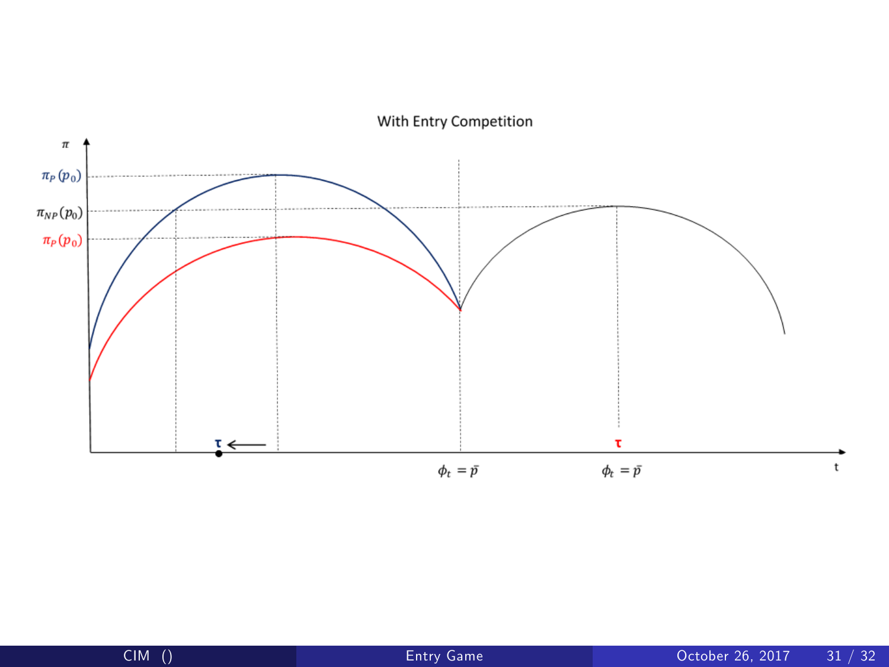## With Entry Competition

$\pi$

$\pi_P(p_0)$

$\pi_{NP}(p_0)$

$\pi_P(p_0)$

$\tau$

$\tau$

$\phi_t = \bar{p}$

$\phi_t = \bar{p}$

t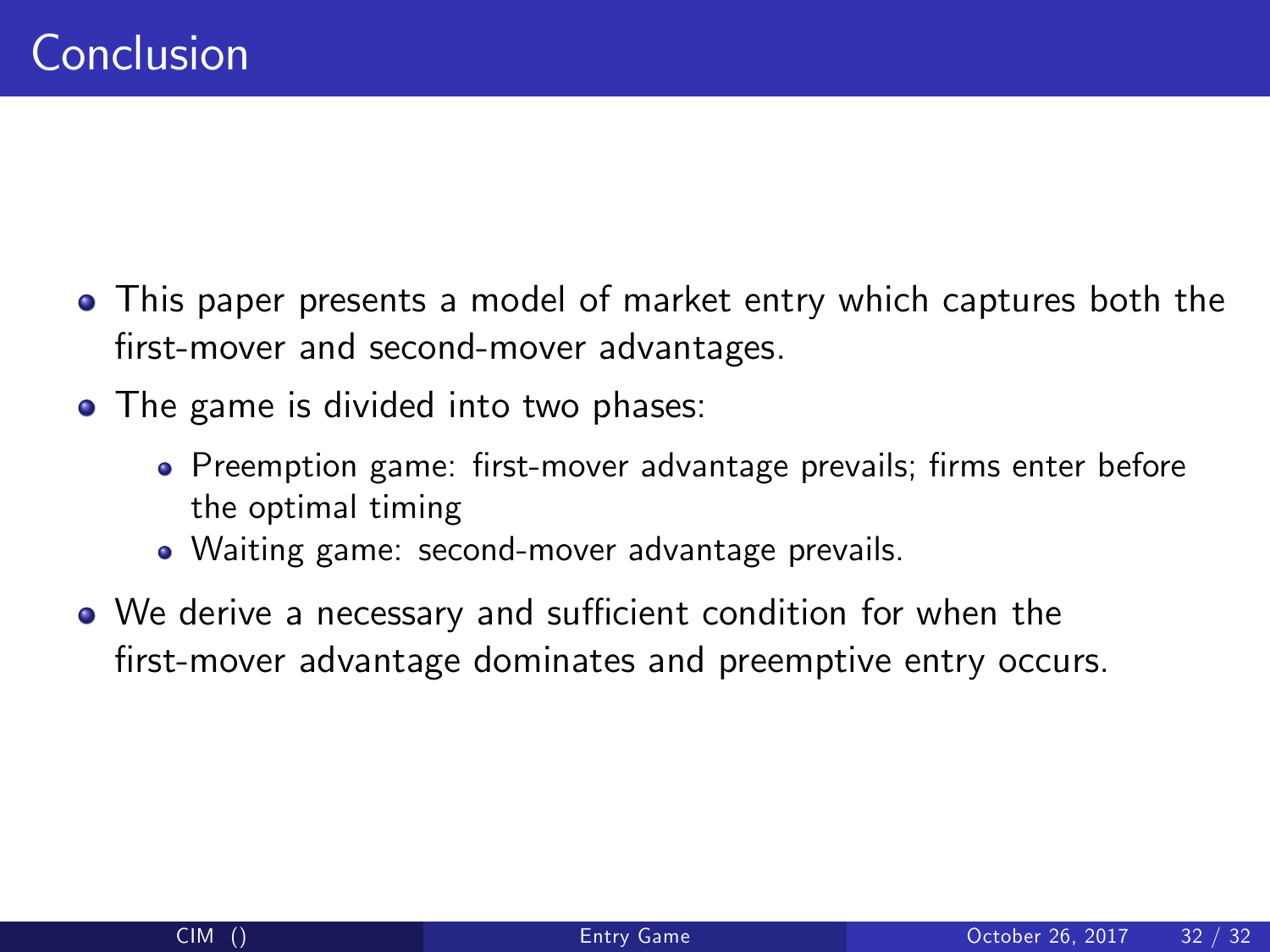# Conclusion

- This paper presents a model of market entry which captures both the first-mover and second-mover advantages.
- The game is divided into two phases:
  - Preemption game: first-mover advantage prevails; firms enter before the optimal timing
  - Waiting game: second-mover advantage prevails.
- We derive a necessary and sufficient condition for when the first-mover advantage dominates and preemptive entry occurs.